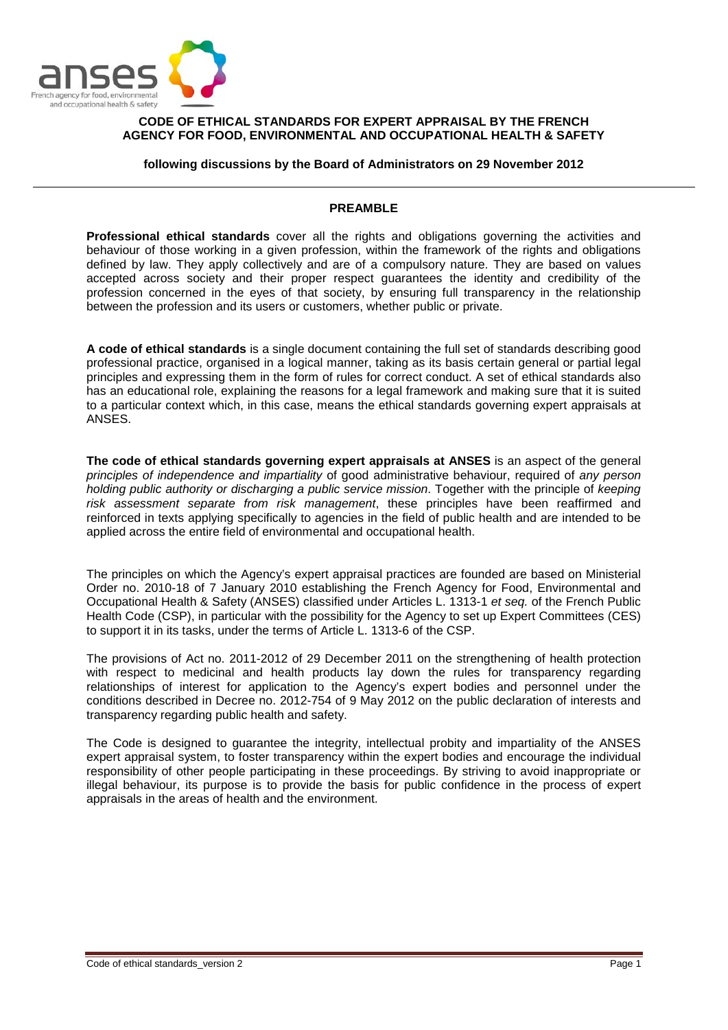# CODE OF ETHICAL STANDARDS FOR EXPERT APPRAISAL BY THE FRENCH AGENCY FOR FOOD, ENVIRONMENTAL AND OCCUPATIONAL HEALTH & SAFETY

**following discussions by the Board of Administrators on 29 November 2012**

## PREAMBLE

**Professional ethical standards** cover all the rights and obligations governing the activities and behaviour of those working in a given profession, within the framework of the rights and obligations defined by law. They apply collectively and are of a compulsory nature. They are based on values accepted across society and their proper respect guarantees the identity and credibility of the profession concerned in the eyes of that society, by ensuring full transparency in the relationship between the profession and its users or customers, whether public or private.

**A code of ethical standards** is a single document containing the full set of standards describing good professional practice, organised in a logical manner, taking as its basis certain general or partial legal principles and expressing them in the form of rules for correct conduct. A set of ethical standards also has an educational role, explaining the reasons for a legal framework and making sure that it is suited to a particular context which, in this case, means the ethical standards governing expert appraisals at ANSES.

**The code of ethical standards governing expert appraisals at ANSES** is an aspect of the general *principles of independence and impartiality* of good administrative behaviour, required of *any person holding public authority or discharging a public service mission*. Together with the principle of *keeping risk assessment separate from risk management*, these principles have been reaffirmed and reinforced in texts applying specifically to agencies in the field of public health and are intended to be applied across the entire field of environmental and occupational health.

The principles on which the Agency's expert appraisal practices are founded are based on Ministerial Order no. 2010-18 of 7 January 2010 establishing the French Agency for Food, Environmental and Occupational Health & Safety (ANSES) classified under Articles L. 1313-1 *et seq.* of the French Public Health Code (CSP), in particular with the possibility for the Agency to set up Expert Committees (CES) to support it in its tasks, under the terms of Article L. 1313-6 of the CSP.

The provisions of Act no. 2011-2012 of 29 December 2011 on the strengthening of health protection with respect to medicinal and health products lay down the rules for transparency regarding relationships of interest for application to the Agency's expert bodies and personnel under the conditions described in Decree no. 2012-754 of 9 May 2012 on the public declaration of interests and transparency regarding public health and safety.

The Code is designed to guarantee the integrity, intellectual probity and impartiality of the ANSES expert appraisal system, to foster transparency within the expert bodies and encourage the individual responsibility of other people participating in these proceedings. By striving to avoid inappropriate or illegal behaviour, its purpose is to provide the basis for public confidence in the process of expert appraisals in the areas of health and the environment.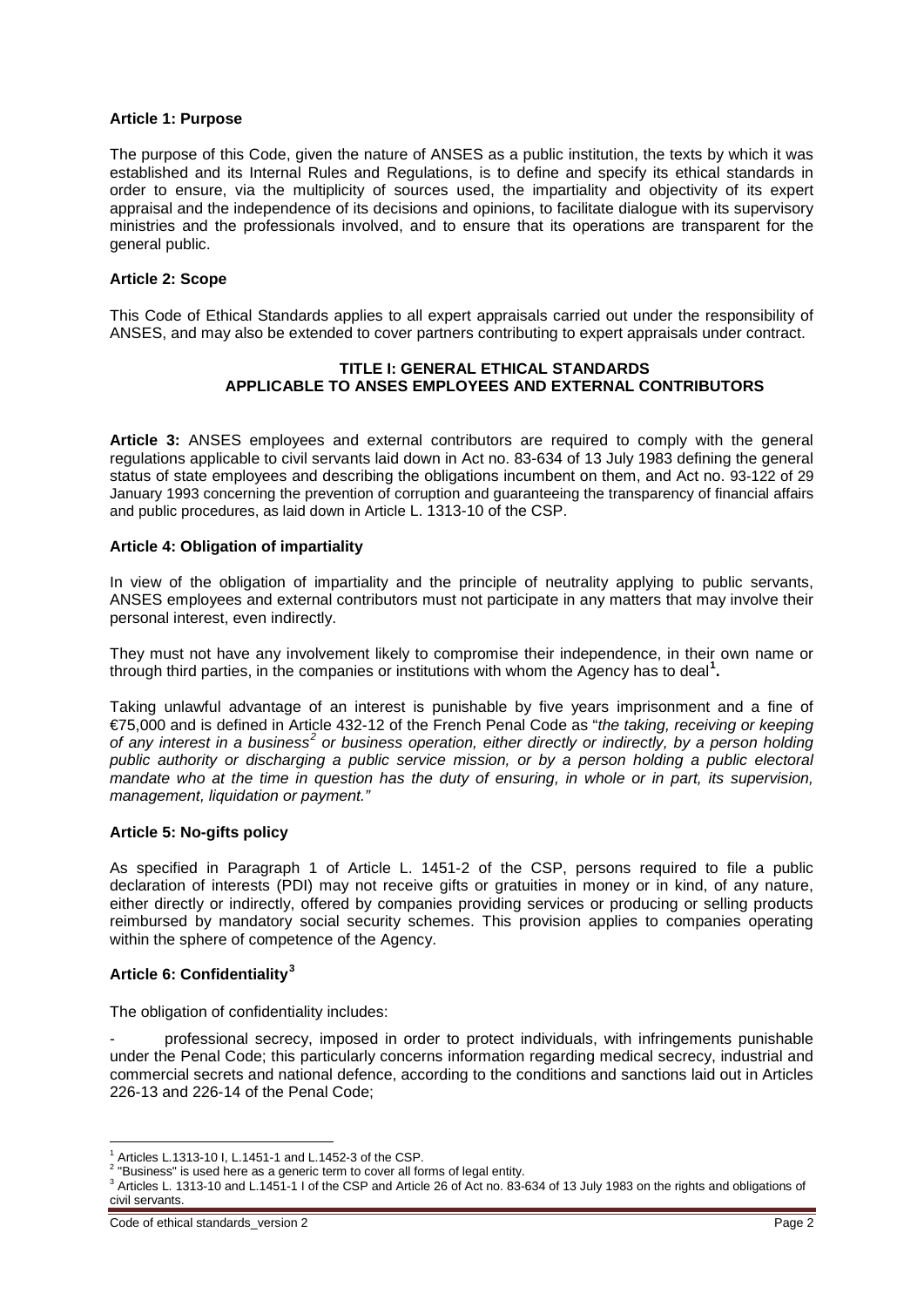**Article 1: Purpose**

The purpose of this Code, given the nature of ANSES as a public institution, the texts by which it was established and its Internal Rules and Regulations, is to define and specify its ethical standards in order to ensure, via the multiplicity of sources used, the impartiality and objectivity of its expert appraisal and the independence of its decisions and opinions, to facilitate dialogue with its supervisory ministries and the professionals involved, and to ensure that its operations are transparent for the general public.

**Article 2: Scope**

This Code of Ethical Standards applies to all expert appraisals carried out under the responsibility of ANSES, and may also be extended to cover partners contributing to expert appraisals under contract.

## TITLE I: GENERAL ETHICAL STANDARDS APPLICABLE TO ANSES EMPLOYEES AND EXTERNAL CONTRIBUTORS

**Article 3:** ANSES employees and external contributors are required to comply with the general regulations applicable to civil servants laid down in Act no. 83-634 of 13 July 1983 defining the general status of state employees and describing the obligations incumbent on them, and Act no. 93-122 of 29 January 1993 concerning the prevention of corruption and guaranteeing the transparency of financial affairs and public procedures, as laid down in Article L. 1313-10 of the CSP.

**Article 4: Obligation of impartiality**

In view of the obligation of impartiality and the principle of neutrality applying to public servants, ANSES employees and external contributors must not participate in any matters that may involve their personal interest, even indirectly.

They must not have any involvement likely to compromise their independence, in their own name or through third parties, in the companies or institutions with whom the Agency has to deal[1]**.**

Taking unlawful advantage of an interest is punishable by five years imprisonment and a fine of €75,000 and is defined in Article 432-12 of the French Penal Code as "*the taking, receiving or keeping of any interest in a business*[2] *or business operation, either directly or indirectly, by a person holding public authority or discharging a public service mission, or by a person holding a public electoral mandate who at the time in question has the duty of ensuring, in whole or in part, its supervision, management, liquidation or payment."*

**Article 5: No-gifts policy**

As specified in Paragraph 1 of Article L. 1451-2 of the CSP, persons required to file a public declaration of interests (PDI) may not receive gifts or gratuities in money or in kind, of any nature, either directly or indirectly, offered by companies providing services or producing or selling products reimbursed by mandatory social security schemes. This provision applies to companies operating within the sphere of competence of the Agency.

**Article 6: Confidentiality**[3]

The obligation of confidentiality includes:

- professional secrecy, imposed in order to protect individuals, with infringements punishable under the Penal Code; this particularly concerns information regarding medical secrecy, industrial and commercial secrets and national defence, according to the conditions and sanctions laid out in Articles 226-13 and 226-14 of the Penal Code;

---

[1] Articles L.1313-10 I, L.1451-1 and L.1452-3 of the CSP.

[2] "Business" is used here as a generic term to cover all forms of legal entity.

[3] Articles L. 1313-10 and L.1451-1 I of the CSP and Article 26 of Act no. 83-634 of 13 July 1983 on the rights and obligations of civil servants.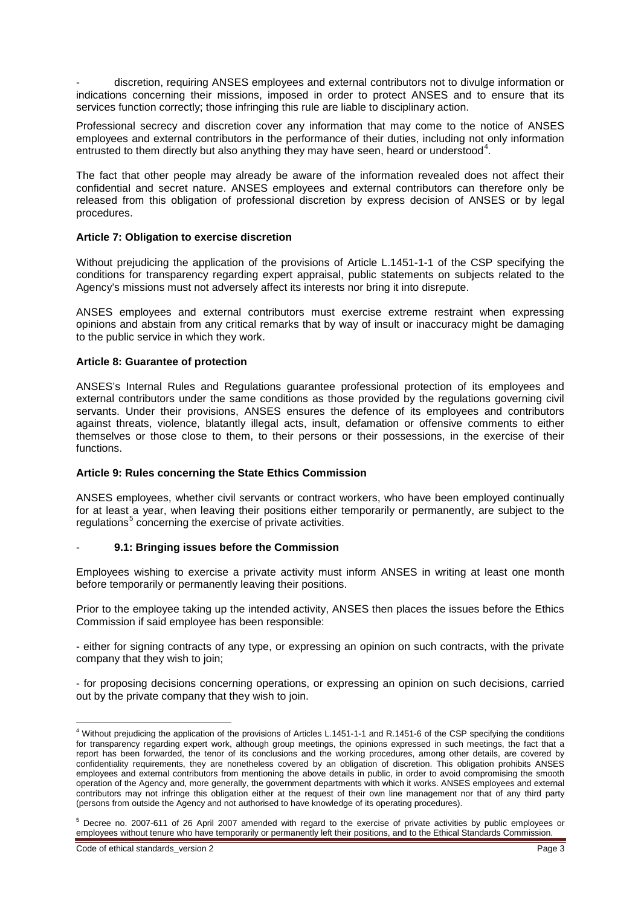- discretion, requiring ANSES employees and external contributors not to divulge information or indications concerning their missions, imposed in order to protect ANSES and to ensure that its services function correctly; those infringing this rule are liable to disciplinary action.

Professional secrecy and discretion cover any information that may come to the notice of ANSES employees and external contributors in the performance of their duties, including not only information entrusted to them directly but also anything they may have seen, heard or understood[4].

The fact that other people may already be aware of the information revealed does not affect their confidential and secret nature. ANSES employees and external contributors can therefore only be released from this obligation of professional discretion by express decision of ANSES or by legal procedures.

**Article 7: Obligation to exercise discretion**

Without prejudicing the application of the provisions of Article L.1451-1-1 of the CSP specifying the conditions for transparency regarding expert appraisal, public statements on subjects related to the Agency's missions must not adversely affect its interests nor bring it into disrepute.

ANSES employees and external contributors must exercise extreme restraint when expressing opinions and abstain from any critical remarks that by way of insult or inaccuracy might be damaging to the public service in which they work.

**Article 8: Guarantee of protection**

ANSES's Internal Rules and Regulations guarantee professional protection of its employees and external contributors under the same conditions as those provided by the regulations governing civil servants. Under their provisions, ANSES ensures the defence of its employees and contributors against threats, violence, blatantly illegal acts, insult, defamation or offensive comments to either themselves or those close to them, to their persons or their possessions, in the exercise of their functions.

**Article 9: Rules concerning the State Ethics Commission**

ANSES employees, whether civil servants or contract workers, who have been employed continually for at least a year, when leaving their positions either temporarily or permanently, are subject to the regulations[5] concerning the exercise of private activities.

- **9.1: Bringing issues before the Commission**

Employees wishing to exercise a private activity must inform ANSES in writing at least one month before temporarily or permanently leaving their positions.

Prior to the employee taking up the intended activity, ANSES then places the issues before the Ethics Commission if said employee has been responsible:

- either for signing contracts of any type, or expressing an opinion on such contracts, with the private company that they wish to join;

- for proposing decisions concerning operations, or expressing an opinion on such decisions, carried out by the private company that they wish to join.

---

[4] Without prejudicing the application of the provisions of Articles L.1451-1-1 and R.1451-6 of the CSP specifying the conditions for transparency regarding expert work, although group meetings, the opinions expressed in such meetings, the fact that a report has been forwarded, the tenor of its conclusions and the working procedures, among other details, are covered by confidentiality requirements, they are nonetheless covered by an obligation of discretion. This obligation prohibits ANSES employees and external contributors from mentioning the above details in public, in order to avoid compromising the smooth operation of the Agency and, more generally, the government departments with which it works. ANSES employees and external contributors may not infringe this obligation either at the request of their own line management nor that of any third party (persons from outside the Agency and not authorised to have knowledge of its operating procedures).

[5] Decree no. 2007-611 of 26 April 2007 amended with regard to the exercise of private activities by public employees or employees without tenure who have temporarily or permanently left their positions, and to the Ethical Standards Commission.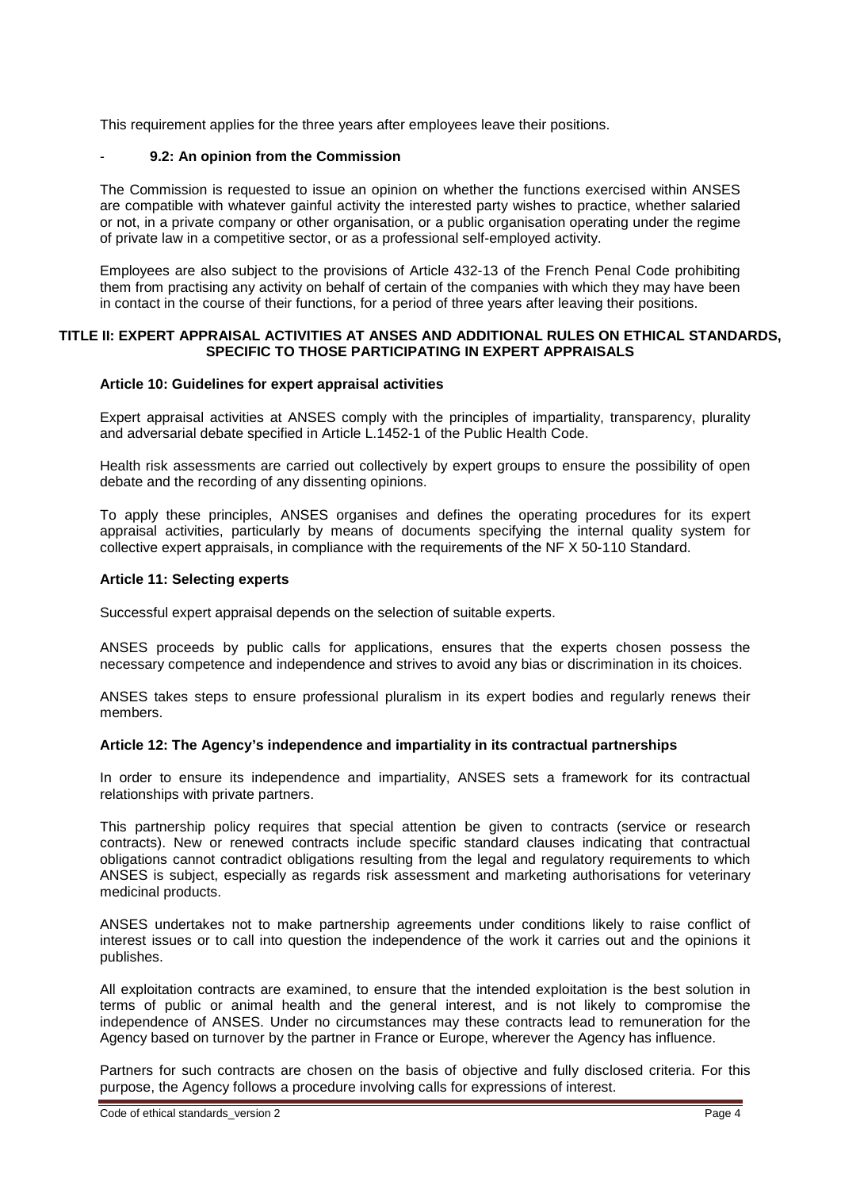This requirement applies for the three years after employees leave their positions.

- **9.2: An opinion from the Commission**

The Commission is requested to issue an opinion on whether the functions exercised within ANSES are compatible with whatever gainful activity the interested party wishes to practice, whether salaried or not, in a private company or other organisation, or a public organisation operating under the regime of private law in a competitive sector, or as a professional self-employed activity.

Employees are also subject to the provisions of Article 432-13 of the French Penal Code prohibiting them from practising any activity on behalf of certain of the companies with which they may have been in contact in the course of their functions, for a period of three years after leaving their positions.

## TITLE II: EXPERT APPRAISAL ACTIVITIES AT ANSES AND ADDITIONAL RULES ON ETHICAL STANDARDS, SPECIFIC TO THOSE PARTICIPATING IN EXPERT APPRAISALS

### Article 10: Guidelines for expert appraisal activities

Expert appraisal activities at ANSES comply with the principles of impartiality, transparency, plurality and adversarial debate specified in Article L.1452-1 of the Public Health Code.

Health risk assessments are carried out collectively by expert groups to ensure the possibility of open debate and the recording of any dissenting opinions.

To apply these principles, ANSES organises and defines the operating procedures for its expert appraisal activities, particularly by means of documents specifying the internal quality system for collective expert appraisals, in compliance with the requirements of the NF X 50-110 Standard.

### Article 11: Selecting experts

Successful expert appraisal depends on the selection of suitable experts.

ANSES proceeds by public calls for applications, ensures that the experts chosen possess the necessary competence and independence and strives to avoid any bias or discrimination in its choices.

ANSES takes steps to ensure professional pluralism in its expert bodies and regularly renews their members.

### Article 12: The Agency's independence and impartiality in its contractual partnerships

In order to ensure its independence and impartiality, ANSES sets a framework for its contractual relationships with private partners.

This partnership policy requires that special attention be given to contracts (service or research contracts). New or renewed contracts include specific standard clauses indicating that contractual obligations cannot contradict obligations resulting from the legal and regulatory requirements to which ANSES is subject, especially as regards risk assessment and marketing authorisations for veterinary medicinal products.

ANSES undertakes not to make partnership agreements under conditions likely to raise conflict of interest issues or to call into question the independence of the work it carries out and the opinions it publishes.

All exploitation contracts are examined, to ensure that the intended exploitation is the best solution in terms of public or animal health and the general interest, and is not likely to compromise the independence of ANSES. Under no circumstances may these contracts lead to remuneration for the Agency based on turnover by the partner in France or Europe, wherever the Agency has influence.

Partners for such contracts are chosen on the basis of objective and fully disclosed criteria. For this purpose, the Agency follows a procedure involving calls for expressions of interest.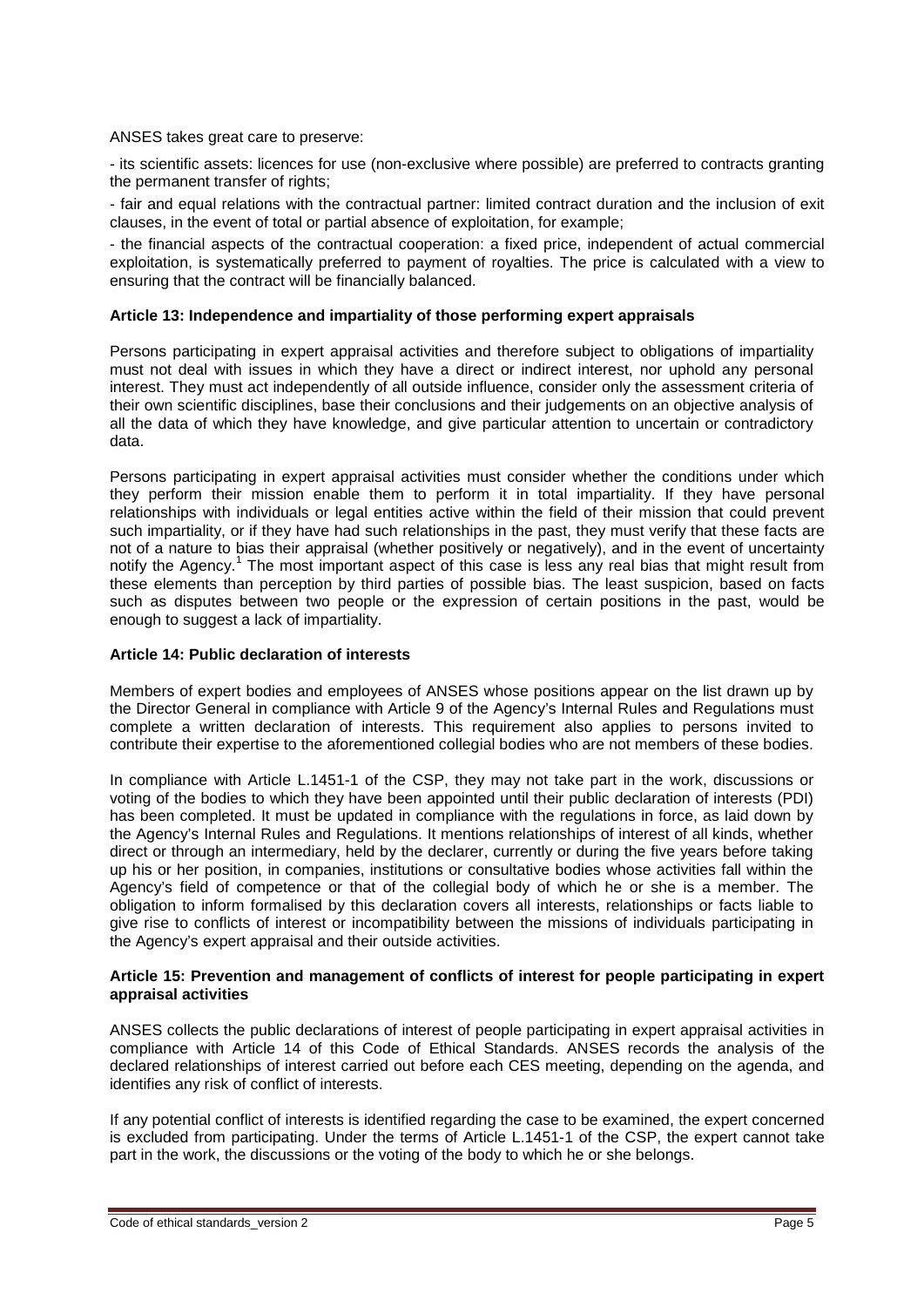ANSES takes great care to preserve:

- its scientific assets: licences for use (non-exclusive where possible) are preferred to contracts granting the permanent transfer of rights;

- fair and equal relations with the contractual partner: limited contract duration and the inclusion of exit clauses, in the event of total or partial absence of exploitation, for example;

- the financial aspects of the contractual cooperation: a fixed price, independent of actual commercial exploitation, is systematically preferred to payment of royalties. The price is calculated with a view to ensuring that the contract will be financially balanced.

**Article 13: Independence and impartiality of those performing expert appraisals**

Persons participating in expert appraisal activities and therefore subject to obligations of impartiality must not deal with issues in which they have a direct or indirect interest, nor uphold any personal interest. They must act independently of all outside influence, consider only the assessment criteria of their own scientific disciplines, base their conclusions and their judgements on an objective analysis of all the data of which they have knowledge, and give particular attention to uncertain or contradictory data.

Persons participating in expert appraisal activities must consider whether the conditions under which they perform their mission enable them to perform it in total impartiality. If they have personal relationships with individuals or legal entities active within the field of their mission that could prevent such impartiality, or if they have had such relationships in the past, they must verify that these facts are not of a nature to bias their appraisal (whether positively or negatively), and in the event of uncertainty notify the Agency.[1] The most important aspect of this case is less any real bias that might result from these elements than perception by third parties of possible bias. The least suspicion, based on facts such as disputes between two people or the expression of certain positions in the past, would be enough to suggest a lack of impartiality.

**Article 14: Public declaration of interests**

Members of expert bodies and employees of ANSES whose positions appear on the list drawn up by the Director General in compliance with Article 9 of the Agency's Internal Rules and Regulations must complete a written declaration of interests. This requirement also applies to persons invited to contribute their expertise to the aforementioned collegial bodies who are not members of these bodies.

In compliance with Article L.1451-1 of the CSP, they may not take part in the work, discussions or voting of the bodies to which they have been appointed until their public declaration of interests (PDI) has been completed. It must be updated in compliance with the regulations in force, as laid down by the Agency's Internal Rules and Regulations. It mentions relationships of interest of all kinds, whether direct or through an intermediary, held by the declarer, currently or during the five years before taking up his or her position, in companies, institutions or consultative bodies whose activities fall within the Agency's field of competence or that of the collegial body of which he or she is a member. The obligation to inform formalised by this declaration covers all interests, relationships or facts liable to give rise to conflicts of interest or incompatibility between the missions of individuals participating in the Agency's expert appraisal and their outside activities.

**Article 15: Prevention and management of conflicts of interest for people participating in expert appraisal activities**

ANSES collects the public declarations of interest of people participating in expert appraisal activities in compliance with Article 14 of this Code of Ethical Standards. ANSES records the analysis of the declared relationships of interest carried out before each CES meeting, depending on the agenda, and identifies any risk of conflict of interests.

If any potential conflict of interests is identified regarding the case to be examined, the expert concerned is excluded from participating. Under the terms of Article L.1451-1 of the CSP, the expert cannot take part in the work, the discussions or the voting of the body to which he or she belongs.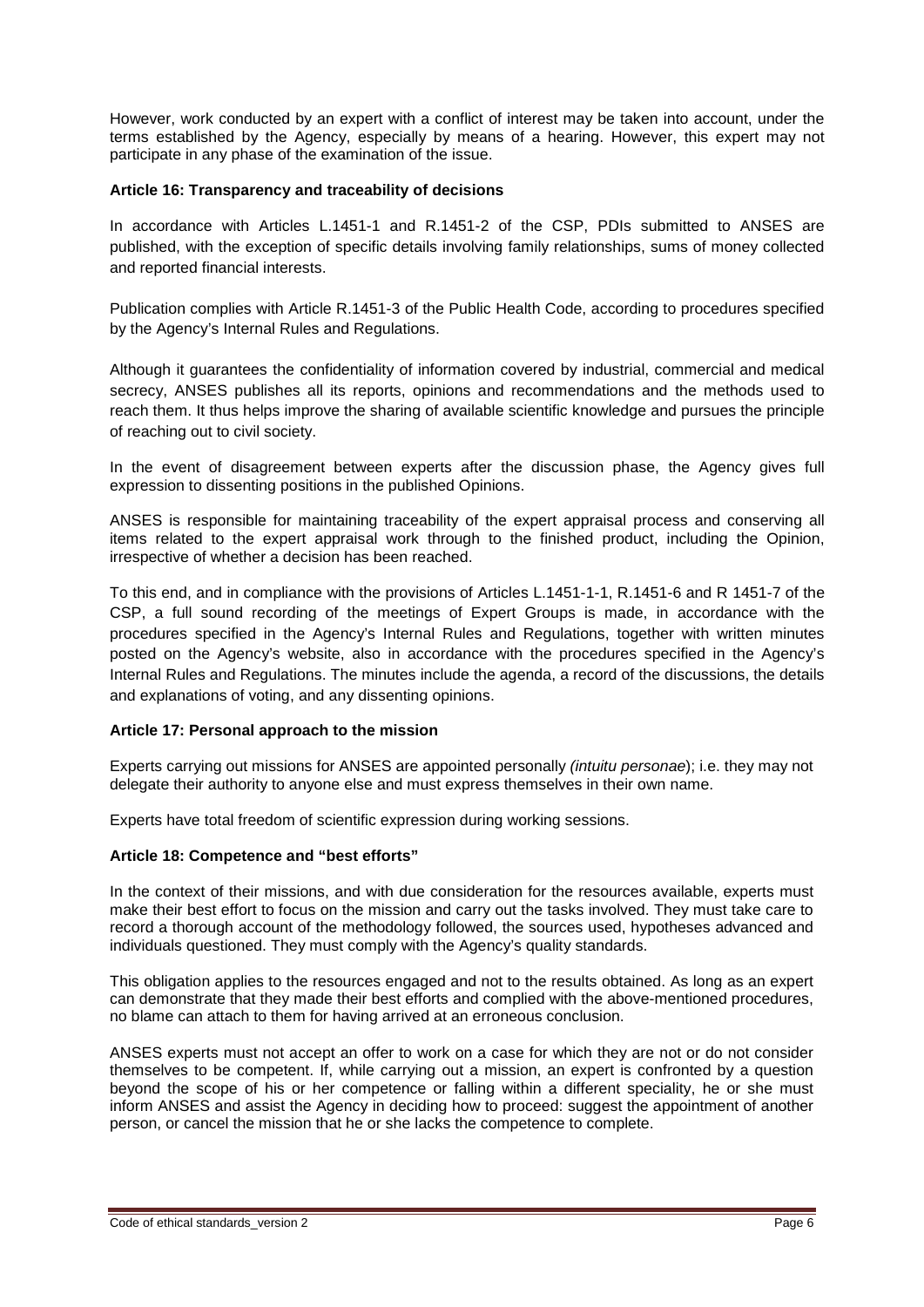However, work conducted by an expert with a conflict of interest may be taken into account, under the terms established by the Agency, especially by means of a hearing. However, this expert may not participate in any phase of the examination of the issue.

**Article 16: Transparency and traceability of decisions**

In accordance with Articles L.1451-1 and R.1451-2 of the CSP, PDIs submitted to ANSES are published, with the exception of specific details involving family relationships, sums of money collected and reported financial interests.

Publication complies with Article R.1451-3 of the Public Health Code, according to procedures specified by the Agency's Internal Rules and Regulations.

Although it guarantees the confidentiality of information covered by industrial, commercial and medical secrecy, ANSES publishes all its reports, opinions and recommendations and the methods used to reach them. It thus helps improve the sharing of available scientific knowledge and pursues the principle of reaching out to civil society.

In the event of disagreement between experts after the discussion phase, the Agency gives full expression to dissenting positions in the published Opinions.

ANSES is responsible for maintaining traceability of the expert appraisal process and conserving all items related to the expert appraisal work through to the finished product, including the Opinion, irrespective of whether a decision has been reached.

To this end, and in compliance with the provisions of Articles L.1451-1-1, R.1451-6 and R 1451-7 of the CSP, a full sound recording of the meetings of Expert Groups is made, in accordance with the procedures specified in the Agency's Internal Rules and Regulations, together with written minutes posted on the Agency's website, also in accordance with the procedures specified in the Agency's Internal Rules and Regulations. The minutes include the agenda, a record of the discussions, the details and explanations of voting, and any dissenting opinions.

**Article 17: Personal approach to the mission**

Experts carrying out missions for ANSES are appointed personally *(intuitu personae*); i.e. they may not delegate their authority to anyone else and must express themselves in their own name.

Experts have total freedom of scientific expression during working sessions.

**Article 18: Competence and "best efforts"**

In the context of their missions, and with due consideration for the resources available, experts must make their best effort to focus on the mission and carry out the tasks involved. They must take care to record a thorough account of the methodology followed, the sources used, hypotheses advanced and individuals questioned. They must comply with the Agency's quality standards.

This obligation applies to the resources engaged and not to the results obtained. As long as an expert can demonstrate that they made their best efforts and complied with the above-mentioned procedures, no blame can attach to them for having arrived at an erroneous conclusion.

ANSES experts must not accept an offer to work on a case for which they are not or do not consider themselves to be competent. If, while carrying out a mission, an expert is confronted by a question beyond the scope of his or her competence or falling within a different speciality, he or she must inform ANSES and assist the Agency in deciding how to proceed: suggest the appointment of another person, or cancel the mission that he or she lacks the competence to complete.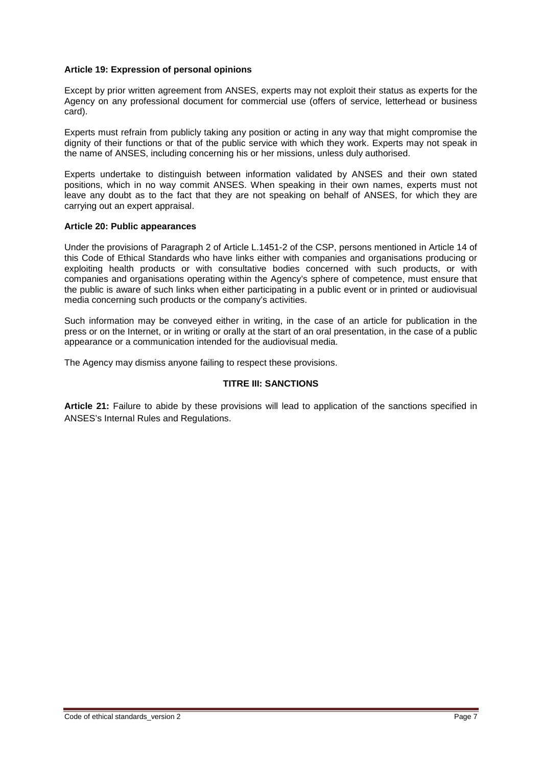**Article 19: Expression of personal opinions**

Except by prior written agreement from ANSES, experts may not exploit their status as experts for the Agency on any professional document for commercial use (offers of service, letterhead or business card).

Experts must refrain from publicly taking any position or acting in any way that might compromise the dignity of their functions or that of the public service with which they work. Experts may not speak in the name of ANSES, including concerning his or her missions, unless duly authorised.

Experts undertake to distinguish between information validated by ANSES and their own stated positions, which in no way commit ANSES. When speaking in their own names, experts must not leave any doubt as to the fact that they are not speaking on behalf of ANSES, for which they are carrying out an expert appraisal.

**Article 20: Public appearances**

Under the provisions of Paragraph 2 of Article L.1451-2 of the CSP, persons mentioned in Article 14 of this Code of Ethical Standards who have links either with companies and organisations producing or exploiting health products or with consultative bodies concerned with such products, or with companies and organisations operating within the Agency's sphere of competence, must ensure that the public is aware of such links when either participating in a public event or in printed or audiovisual media concerning such products or the company's activities.

Such information may be conveyed either in writing, in the case of an article for publication in the press or on the Internet, or in writing or orally at the start of an oral presentation, in the case of a public appearance or a communication intended for the audiovisual media.

The Agency may dismiss anyone failing to respect these provisions.

## TITRE III: SANCTIONS

**Article 21:** Failure to abide by these provisions will lead to application of the sanctions specified in ANSES's Internal Rules and Regulations.